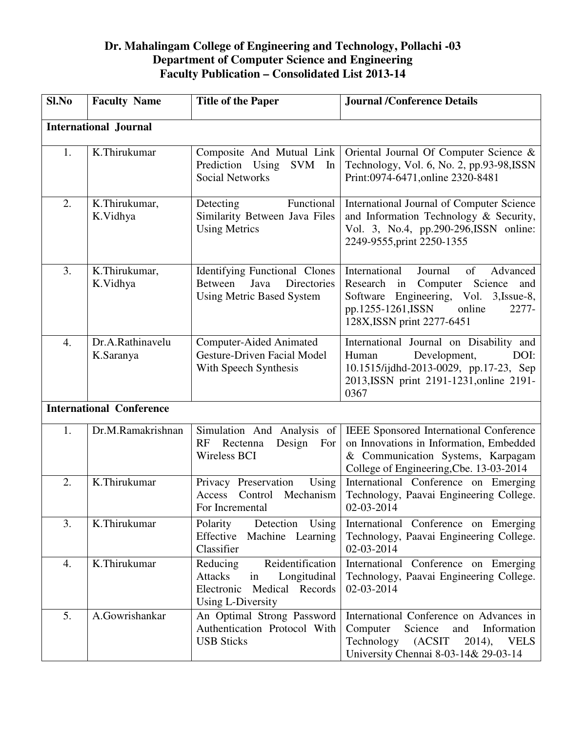# Dr. Mahalingam College of Engineering and Technology, Pollachi -03

## Department of Computer Science and Engineering

## Faculty Publication – Consolidated List 2013-14

| Sl.No | Faculty Name | Title of the Paper | Journal /Conference Details |
|---|---|---|---|
| **International Journal** | | | |
| 1. | K.Thirukumar | Composite And Mutual Link Prediction Using SVM In Social Networks | Oriental Journal Of Computer Science & Technology, Vol. 6, No. 2, pp.93-98,ISSN Print:0974-6471,online 2320-8481 |
| 2. | K.Thirukumar, K.Vidhya | Detecting Functional Similarity Between Java Files Using Metrics | International Journal of Computer Science and Information Technology & Security, Vol. 3, No.4, pp.290-296,ISSN online: 2249-9555,print 2250-1355 |
| 3. | K.Thirukumar, K.Vidhya | Identifying Functional Clones Between Java Directories Using Metric Based System | International Journal of Advanced Research in Computer Science and Software Engineering, Vol. 3,Issue-8, pp.1255-1261,ISSN online 2277-128X,ISSN print 2277-6451 |
| 4. | Dr.A.Rathinavelu K.Saranya | Computer-Aided Animated Gesture-Driven Facial Model With Speech Synthesis | International Journal on Disability and Human Development, DOI: 10.1515/ijdhd-2013-0029, pp.17-23, Sep 2013,ISSN print 2191-1231,online 2191-0367 |
| **International Conference** | | | |
| 1. | Dr.M.Ramakrishnan | Simulation And Analysis of RF Rectenna Design For Wireless BCI | IEEE Sponsored International Conference on Innovations in Information, Embedded & Communication Systems, Karpagam College of Engineering,Cbe. 13-03-2014 |
| 2. | K.Thirukumar | Privacy Preservation Using Access Control Mechanism For Incremental | International Conference on Emerging Technology, Paavai Engineering College. 02-03-2014 |
| 3. | K.Thirukumar | Polarity Detection Using Effective Machine Learning Classifier | International Conference on Emerging Technology, Paavai Engineering College. 02-03-2014 |
| 4. | K.Thirukumar | Reducing Reidentification Attacks in Longitudinal Electronic Medical Records Using L-Diversity | International Conference on Emerging Technology, Paavai Engineering College. 02-03-2014 |
| 5. | A.Gowrishankar | An Optimal Strong Password Authentication Protocol With USB Sticks | International Conference on Advances in Computer Science and Information Technology (ACSIT 2014), VELS University Chennai 8-03-14& 29-03-14 |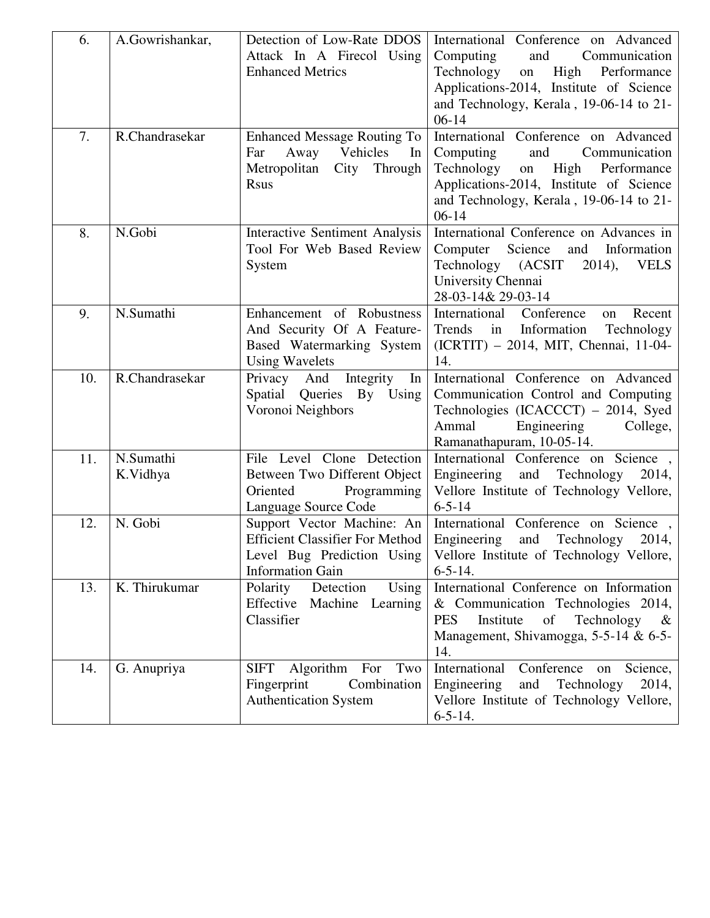| | | | |
|---|---|---|---|
| 6. | A.Gowrishankar, | Detection of Low-Rate DDOS Attack In A Firecol Using Enhanced Metrics | International Conference on Advanced Computing and Communication Technology on High Performance Applications-2014, Institute of Science and Technology, Kerala , 19-06-14 to 21-06-14 |
| 7. | R.Chandrasekar | Enhanced Message Routing To Far Away Vehicles In Metropolitan City Through Rsus | International Conference on Advanced Computing and Communication Technology on High Performance Applications-2014, Institute of Science and Technology, Kerala , 19-06-14 to 21-06-14 |
| 8. | N.Gobi | Interactive Sentiment Analysis Tool For Web Based Review System | International Conference on Advances in Computer Science and Information Technology (ACSIT 2014), VELS University Chennai 28-03-14& 29-03-14 |
| 9. | N.Sumathi | Enhancement of Robustness And Security Of A Feature-Based Watermarking System Using Wavelets | International Conference on Recent Trends in Information Technology (ICRTIT) – 2014, MIT, Chennai, 11-04-14. |
| 10. | R.Chandrasekar | Privacy And Integrity In Spatial Queries By Using Voronoi Neighbors | International Conference on Advanced Communication Control and Computing Technologies (ICACCCT) – 2014, Syed Ammal Engineering College, Ramanathapuram, 10-05-14. |
| 11. | N.Sumathi<br>K.Vidhya | File Level Clone Detection Between Two Different Object Oriented Programming Language Source Code | International Conference on Science , Engineering and Technology 2014, Vellore Institute of Technology Vellore, 6-5-14 |
| 12. | N. Gobi | Support Vector Machine: An Efficient Classifier For Method Level Bug Prediction Using Information Gain | International Conference on Science , Engineering and Technology 2014, Vellore Institute of Technology Vellore, 6-5-14. |
| 13. | K. Thirukumar | Polarity Detection Using Effective Machine Learning Classifier | International Conference on Information & Communication Technologies 2014, PES Institute of Technology & Management, Shivamogga, 5-5-14 & 6-5-14. |
| 14. | G. Anupriya | SIFT Algorithm For Two Fingerprint Combination Authentication System | International Conference on Science, Engineering and Technology 2014, Vellore Institute of Technology Vellore, 6-5-14. |